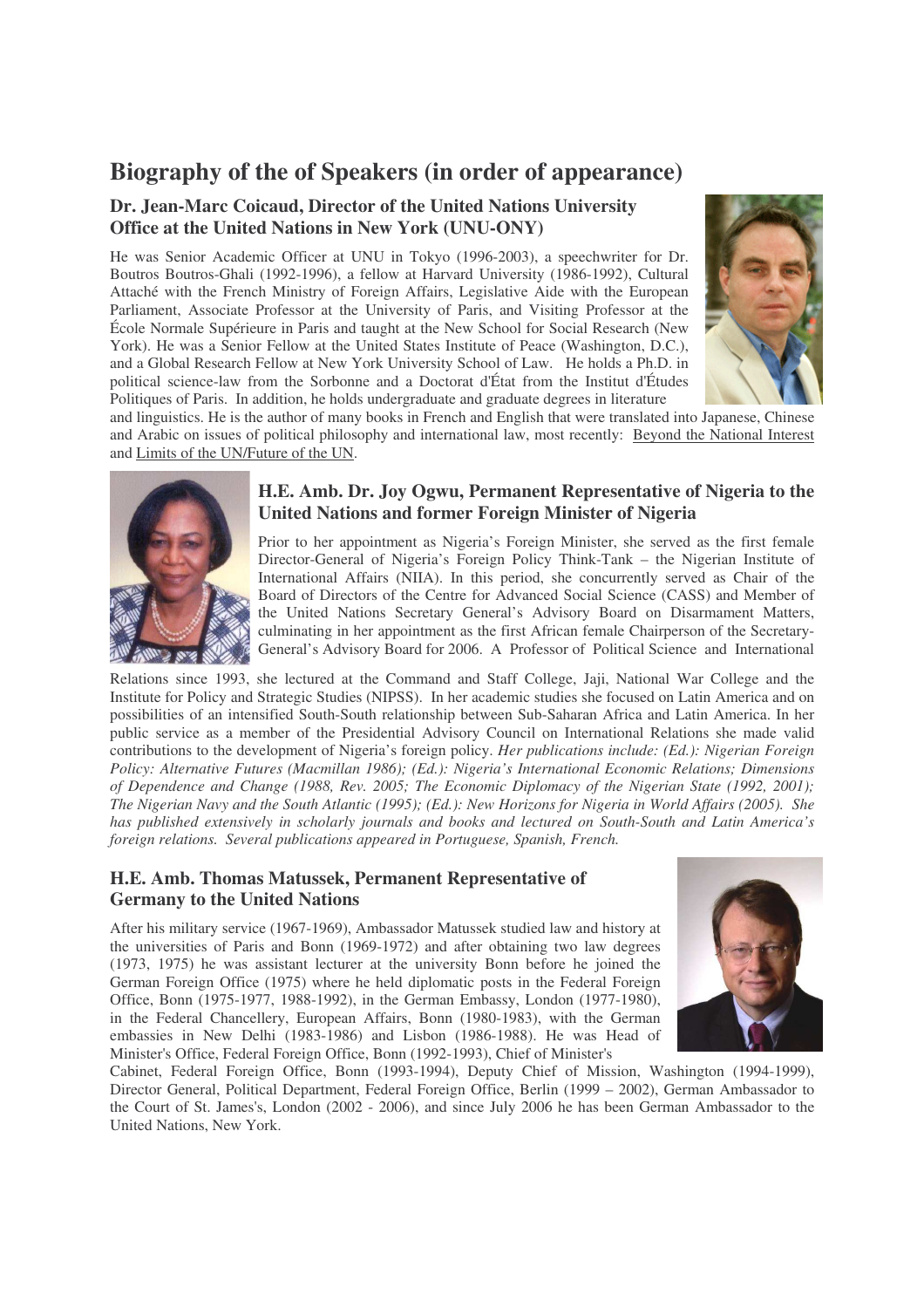# Biography of the of Speakers (in order of appearance)

### Dr. Jean-Marc Coicaud, Director of the United Nations University Office at the United Nations in New York (UNU-ONY)

He was Senior Academic Officer at UNU in Tokyo (1996-2003), a speechwriter for Dr. Boutros Boutros-Ghali (1992-1996), a fellow at Harvard University (1986-1992), Cultural Attaché with the French Ministry of Foreign Affairs, Legislative Aide with the European Parliament, Associate Professor at the University of Paris, and Visiting Professor at the École Normale Supérieure in Paris and taught at the New School for Social Research (New York). He was a Senior Fellow at the United States Institute of Peace (Washington, D.C.), and a Global Research Fellow at New York University School of Law. He holds a Ph.D. in political science-law from the Sorbonne and a Doctorat d'État from the Institut d'Études Politiques of Paris. In addition, he holds undergraduate and graduate degrees in literature and linguistics. He is the author of many books in French and English that were translated into Japanese, Chinese and Arabic on issues of political philosophy and international law, most recently: Beyond the National Interest and Limits of the UN/Future of the UN.

### H.E. Amb. Dr. Joy Ogwu, Permanent Representative of Nigeria to the United Nations and former Foreign Minister of Nigeria

Prior to her appointment as Nigeria's Foreign Minister, she served as the first female Director-General of Nigeria's Foreign Policy Think-Tank – the Nigerian Institute of International Affairs (NIIA). In this period, she concurrently served as Chair of the Board of Directors of the Centre for Advanced Social Science (CASS) and Member of the United Nations Secretary General's Advisory Board on Disarmament Matters, culminating in her appointment as the first African female Chairperson of the Secretary-General's Advisory Board for 2006. A Professor of Political Science and International Relations since 1993, she lectured at the Command and Staff College, Jaji, National War College and the Institute for Policy and Strategic Studies (NIPSS). In her academic studies she focused on Latin America and on possibilities of an intensified South-South relationship between Sub-Saharan Africa and Latin America. In her public service as a member of the Presidential Advisory Council on International Relations she made valid contributions to the development of Nigeria's foreign policy. *Her publications include: (Ed.): Nigerian Foreign Policy: Alternative Futures (Macmillan 1986); (Ed.): Nigeria's International Economic Relations; Dimensions of Dependence and Change (1988, Rev. 2005; The Economic Diplomacy of the Nigerian State (1992, 2001); The Nigerian Navy and the South Atlantic (1995); (Ed.): New Horizons for Nigeria in World Affairs (2005). She has published extensively in scholarly journals and books and lectured on South-South and Latin America's foreign relations. Several publications appeared in Portuguese, Spanish, French.*

### H.E. Amb. Thomas Matussek, Permanent Representative of Germany to the United Nations

After his military service (1967-1969), Ambassador Matussek studied law and history at the universities of Paris and Bonn (1969-1972) and after obtaining two law degrees (1973, 1975) he was assistant lecturer at the university Bonn before he joined the German Foreign Office (1975) where he held diplomatic posts in the Federal Foreign Office, Bonn (1975-1977, 1988-1992), in the German Embassy, London (1977-1980), in the Federal Chancellery, European Affairs, Bonn (1980-1983), with the German embassies in New Delhi (1983-1986) and Lisbon (1986-1988). He was Head of Minister's Office, Federal Foreign Office, Bonn (1992-1993), Chief of Minister's Cabinet, Federal Foreign Office, Bonn (1993-1994), Deputy Chief of Mission, Washington (1994-1999), Director General, Political Department, Federal Foreign Office, Berlin (1999 – 2002), German Ambassador to the Court of St. James's, London (2002 - 2006), and since July 2006 he has been German Ambassador to the United Nations, New York.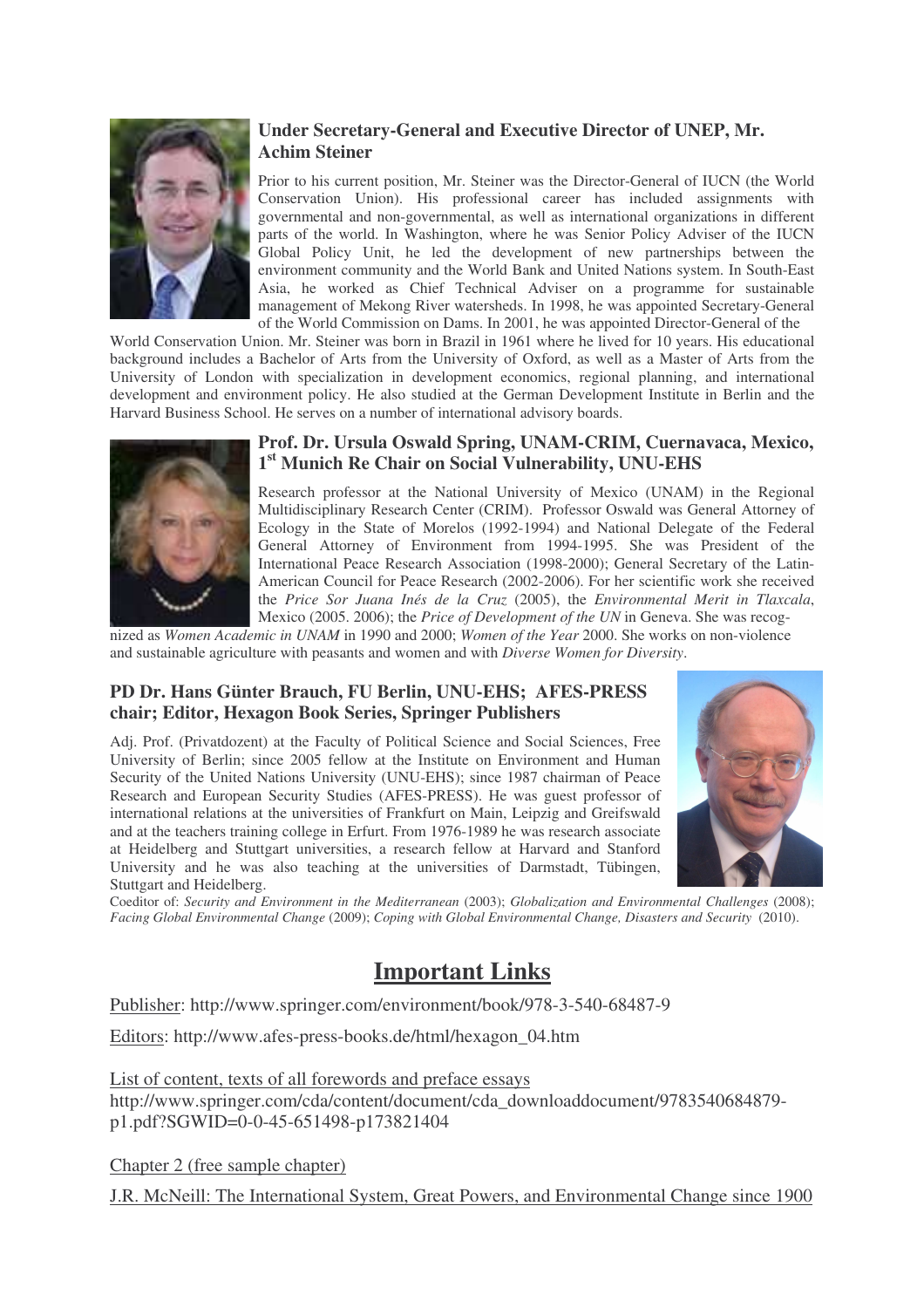**Under Secretary-General and Executive Director of UNEP, Mr. Achim Steiner**

Prior to his current position, Mr. Steiner was the Director-General of IUCN (the World Conservation Union). His professional career has included assignments with governmental and non-governmental, as well as international organizations in different parts of the world. In Washington, where he was Senior Policy Adviser of the IUCN Global Policy Unit, he led the development of new partnerships between the environment community and the World Bank and United Nations system. In South-East Asia, he worked as Chief Technical Adviser on a programme for sustainable management of Mekong River watersheds. In 1998, he was appointed Secretary-General of the World Commission on Dams. In 2001, he was appointed Director-General of the World Conservation Union. Mr. Steiner was born in Brazil in 1961 where he lived for 10 years. His educational background includes a Bachelor of Arts from the University of Oxford, as well as a Master of Arts from the University of London with specialization in development economics, regional planning, and international development and environment policy. He also studied at the German Development Institute in Berlin and the Harvard Business School. He serves on a number of international advisory boards.

**Prof. Dr. Ursula Oswald Spring, UNAM-CRIM, Cuernavaca, Mexico, 1st Munich Re Chair on Social Vulnerability, UNU-EHS**

Research professor at the National University of Mexico (UNAM) in the Regional Multidisciplinary Research Center (CRIM). Professor Oswald was General Attorney of Ecology in the State of Morelos (1992-1994) and National Delegate of the Federal General Attorney of Environment from 1994-1995. She was President of the International Peace Research Association (1998-2000); General Secretary of the Latin-American Council for Peace Research (2002-2006). For her scientific work she received the *Price Sor Juana Inés de la Cruz* (2005), the *Environmental Merit in Tlaxcala*, Mexico (2005. 2006); the *Price of Development of the UN* in Geneva. She was recognized as *Women Academic in UNAM* in 1990 and 2000; *Women of the Year* 2000. She works on non-violence and sustainable agriculture with peasants and women and with *Diverse Women for Diversity*.

**PD Dr. Hans Günter Brauch, FU Berlin, UNU-EHS; AFES-PRESS chair; Editor, Hexagon Book Series, Springer Publishers**

Adj. Prof. (Privatdozent) at the Faculty of Political Science and Social Sciences, Free University of Berlin; since 2005 fellow at the Institute on Environment and Human Security of the United Nations University (UNU-EHS); since 1987 chairman of Peace Research and European Security Studies (AFES-PRESS). He was guest professor of international relations at the universities of Frankfurt on Main, Leipzig and Greifswald and at the teachers training college in Erfurt. From 1976-1989 he was research associate at Heidelberg and Stuttgart universities, a research fellow at Harvard and Stanford University and he was also teaching at the universities of Darmstadt, Tübingen, Stuttgart and Heidelberg.

Coeditor of: *Security and Environment in the Mediterranean* (2003); *Globalization and Environmental Challenges* (2008); *Facing Global Environmental Change* (2009); *Coping with Global Environmental Change, Disasters and Security* (2010).

# Important Links

Publisher: http://www.springer.com/environment/book/978-3-540-68487-9

Editors: http://www.afes-press-books.de/html/hexagon_04.htm

List of content, texts of all forewords and preface essays
http://www.springer.com/cda/content/document/cda_downloaddocument/9783540684879-p1.pdf?SGWID=0-0-45-651498-p173821404

Chapter 2 (free sample chapter)

J.R. McNeill: The International System, Great Powers, and Environmental Change since 1900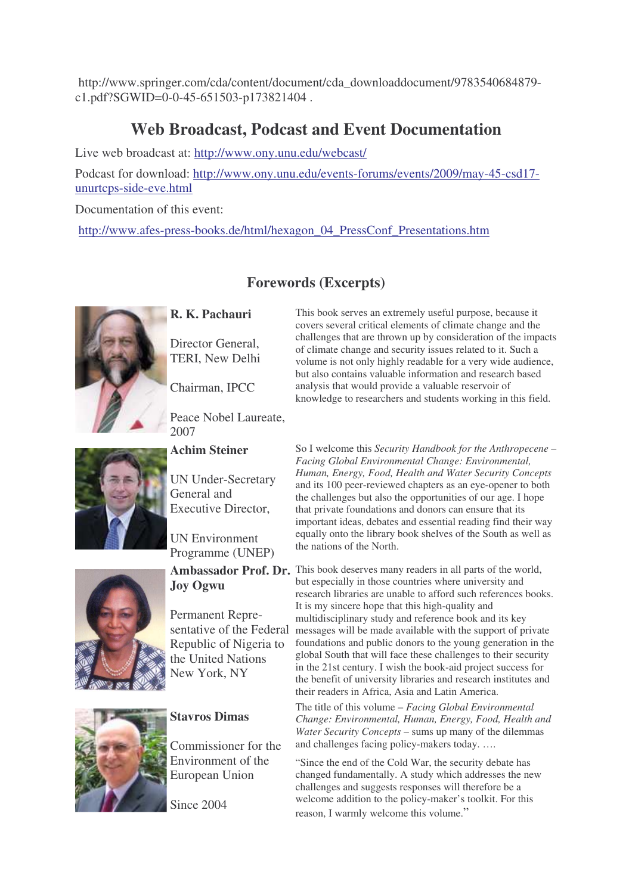http://www.springer.com/cda/content/document/cda_downloaddocument/9783540684879-c1.pdf?SGWID=0-0-45-651503-p173821404 .

## Web Broadcast, Podcast and Event Documentation

Live web broadcast at: http://www.ony.unu.edu/webcast/

Podcast for download: http://www.ony.unu.edu/events-forums/events/2009/may-45-csd17-unurtcps-side-eve.html

Documentation of this event:

http://www.afes-press-books.de/html/hexagon_04_PressConf_Presentations.htm

## Forewords (Excerpts)

**R. K. Pachauri**

Director General, TERI, New Delhi

Chairman, IPCC

Peace Nobel Laureate, 2007

This book serves an extremely useful purpose, because it covers several critical elements of climate change and the challenges that are thrown up by consideration of the impacts of climate change and security issues related to it. Such a volume is not only highly readable for a very wide audience, but also contains valuable information and research based analysis that would provide a valuable reservoir of knowledge to researchers and students working in this field.

**Achim Steiner**

UN Under-Secretary General and Executive Director,

UN Environment Programme (UNEP)

So I welcome this *Security Handbook for the Anthropecene – Facing Global Environmental Change: Environmental, Human, Energy, Food, Health and Water Security Concepts* and its 100 peer-reviewed chapters as an eye-opener to both the challenges but also the opportunities of our age. I hope that private foundations and donors can ensure that its important ideas, debates and essential reading find their way equally onto the library book shelves of the South as well as the nations of the North.

**Ambassador Prof. Dr. Joy Ogwu**

Permanent Representative of the Federal Republic of Nigeria to the United Nations New York, NY

This book deserves many readers in all parts of the world, but especially in those countries where university and research libraries are unable to afford such references books. It is my sincere hope that this high-quality and multidisciplinary study and reference book and its key messages will be made available with the support of private foundations and public donors to the young generation in the global South that will face these challenges to their security in the 21st century. I wish the book-aid project success for the benefit of university libraries and research institutes and their readers in Africa, Asia and Latin America.

**Stavros Dimas**

Commissioner for the Environment of the European Union

Since 2004

The title of this volume – *Facing Global Environmental Change: Environmental, Human, Energy, Food, Health and Water Security Concepts* – sums up many of the dilemmas and challenges facing policy-makers today. ….

"Since the end of the Cold War, the security debate has changed fundamentally. A study which addresses the new challenges and suggests responses will therefore be a welcome addition to the policy-maker's toolkit. For this reason, I warmly welcome this volume."